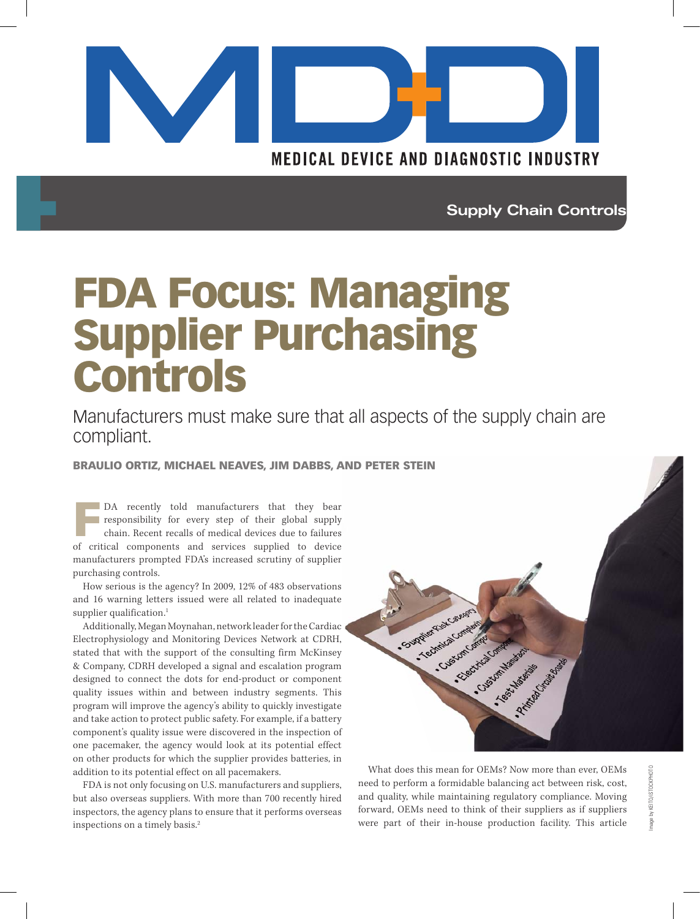Supply Chain Controls

# FDA Focus: Managing Supplier Purchasing Controls

Manufacturers must make sure that all aspects of the supply chain are compliant.

**BRAULIO ORTIZ, MICHAEL NEAVES, JIM DABBS, AND PETER STEIN**

FDA recently told manufacturers that they bear responsibility for every step of their global supply chain. Recent recalls of medical devices due to failures of critical components and services supplied to device manufacturers prompted FDA's increased scrutiny of supplier purchasing controls.

How serious is the agency? In 2009, 12% of 483 observations and 16 warning letters issued were all related to inadequate supplier qualification.[1]

Additionally, Megan Moynahan, network leader for the Cardiac Electrophysiology and Monitoring Devices Network at CDRH, stated that with the support of the consulting firm McKinsey & Company, CDRH developed a signal and escalation program designed to connect the dots for end-product or component quality issues within and between industry segments. This program will improve the agency's ability to quickly investigate and take action to protect public safety. For example, if a battery component's quality issue were discovered in the inspection of one pacemaker, the agency would look at its potential effect on other products for which the supplier provides batteries, in addition to its potential effect on all pacemakers.

FDA is not only focusing on U.S. manufacturers and suppliers, but also overseas suppliers. With more than 700 recently hired inspectors, the agency plans to ensure that it performs overseas inspections on a timely basis.[2]

What does this mean for OEMs? Now more than ever, OEMs need to perform a formidable balancing act between risk, cost, and quality, while maintaining regulatory compliance. Moving forward, OEMs need to think of their suppliers as if suppliers were part of their in-house production facility. This article

Image by KEITO/ISTOCKPHOTO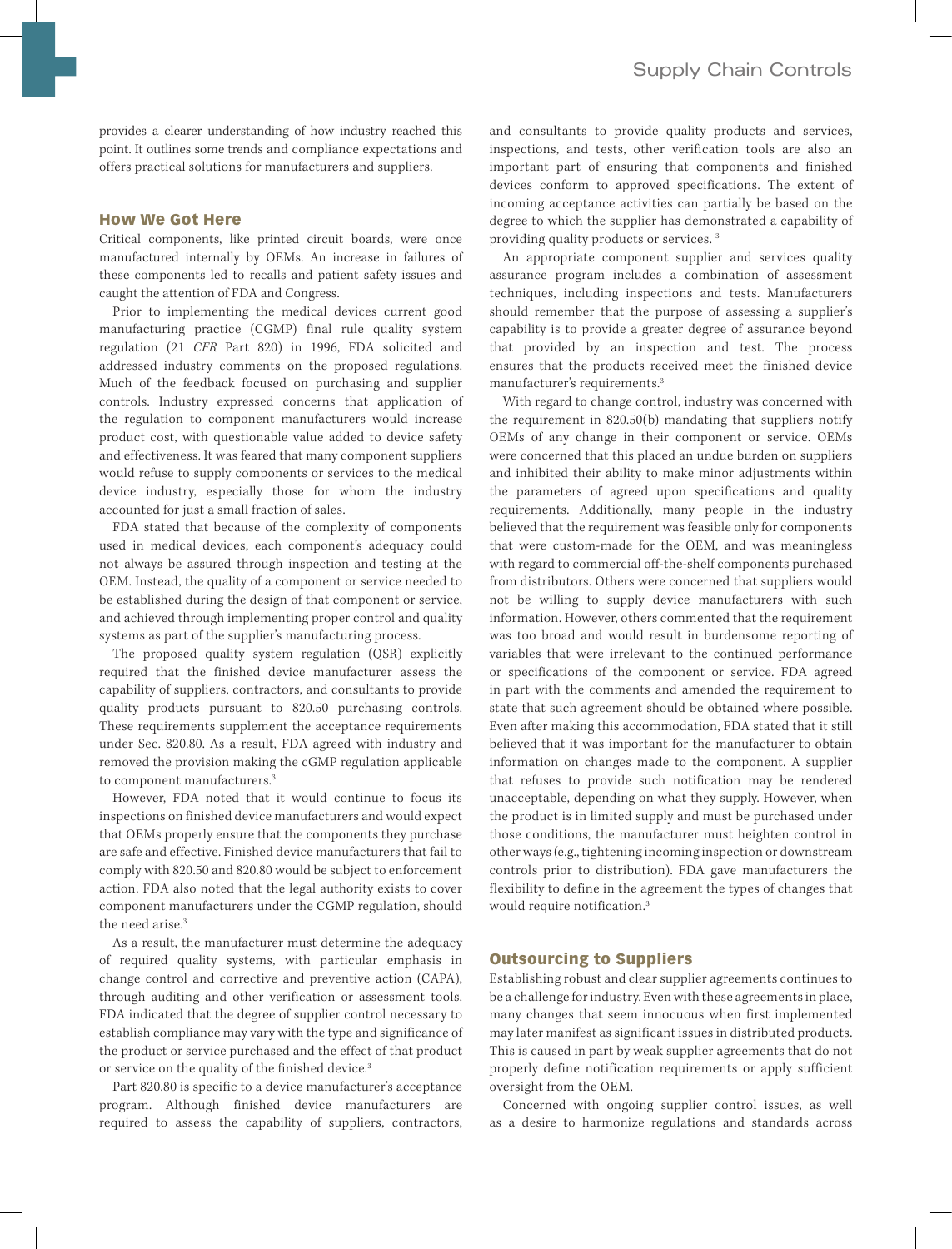provides a clearer understanding of how industry reached this point. It outlines some trends and compliance expectations and offers practical solutions for manufacturers and suppliers.

## How We Got Here

Critical components, like printed circuit boards, were once manufactured internally by OEMs. An increase in failures of these components led to recalls and patient safety issues and caught the attention of FDA and Congress.

Prior to implementing the medical devices current good manufacturing practice (CGMP) final rule quality system regulation (21 *CFR* Part 820) in 1996, FDA solicited and addressed industry comments on the proposed regulations. Much of the feedback focused on purchasing and supplier controls. Industry expressed concerns that application of the regulation to component manufacturers would increase product cost, with questionable value added to device safety and effectiveness. It was feared that many component suppliers would refuse to supply components or services to the medical device industry, especially those for whom the industry accounted for just a small fraction of sales.

FDA stated that because of the complexity of components used in medical devices, each component's adequacy could not always be assured through inspection and testing at the OEM. Instead, the quality of a component or service needed to be established during the design of that component or service, and achieved through implementing proper control and quality systems as part of the supplier's manufacturing process.

The proposed quality system regulation (QSR) explicitly required that the finished device manufacturer assess the capability of suppliers, contractors, and consultants to provide quality products pursuant to 820.50 purchasing controls. These requirements supplement the acceptance requirements under Sec. 820.80. As a result, FDA agreed with industry and removed the provision making the cGMP regulation applicable to component manufacturers.[3]

However, FDA noted that it would continue to focus its inspections on finished device manufacturers and would expect that OEMs properly ensure that the components they purchase are safe and effective. Finished device manufacturers that fail to comply with 820.50 and 820.80 would be subject to enforcement action. FDA also noted that the legal authority exists to cover component manufacturers under the CGMP regulation, should the need arise.[3]

As a result, the manufacturer must determine the adequacy of required quality systems, with particular emphasis in change control and corrective and preventive action (CAPA), through auditing and other verification or assessment tools. FDA indicated that the degree of supplier control necessary to establish compliance may vary with the type and significance of the product or service purchased and the effect of that product or service on the quality of the finished device.[3]

Part 820.80 is specific to a device manufacturer's acceptance program. Although finished device manufacturers are required to assess the capability of suppliers, contractors, and consultants to provide quality products and services, inspections, and tests, other verification tools are also an important part of ensuring that components and finished devices conform to approved specifications. The extent of incoming acceptance activities can partially be based on the degree to which the supplier has demonstrated a capability of providing quality products or services.[3]

An appropriate component supplier and services quality assurance program includes a combination of assessment techniques, including inspections and tests. Manufacturers should remember that the purpose of assessing a supplier's capability is to provide a greater degree of assurance beyond that provided by an inspection and test. The process ensures that the products received meet the finished device manufacturer's requirements.[3]

With regard to change control, industry was concerned with the requirement in 820.50(b) mandating that suppliers notify OEMs of any change in their component or service. OEMs were concerned that this placed an undue burden on suppliers and inhibited their ability to make minor adjustments within the parameters of agreed upon specifications and quality requirements. Additionally, many people in the industry believed that the requirement was feasible only for components that were custom-made for the OEM, and was meaningless with regard to commercial off-the-shelf components purchased from distributors. Others were concerned that suppliers would not be willing to supply device manufacturers with such information. However, others commented that the requirement was too broad and would result in burdensome reporting of variables that were irrelevant to the continued performance or specifications of the component or service. FDA agreed in part with the comments and amended the requirement to state that such agreement should be obtained where possible. Even after making this accommodation, FDA stated that it still believed that it was important for the manufacturer to obtain information on changes made to the component. A supplier that refuses to provide such notification may be rendered unacceptable, depending on what they supply. However, when the product is in limited supply and must be purchased under those conditions, the manufacturer must heighten control in other ways (e.g., tightening incoming inspection or downstream controls prior to distribution). FDA gave manufacturers the flexibility to define in the agreement the types of changes that would require notification.[3]

## Outsourcing to Suppliers

Establishing robust and clear supplier agreements continues to be a challenge for industry. Even with these agreements in place, many changes that seem innocuous when first implemented may later manifest as significant issues in distributed products. This is caused in part by weak supplier agreements that do not properly define notification requirements or apply sufficient oversight from the OEM.

Concerned with ongoing supplier control issues, as well as a desire to harmonize regulations and standards across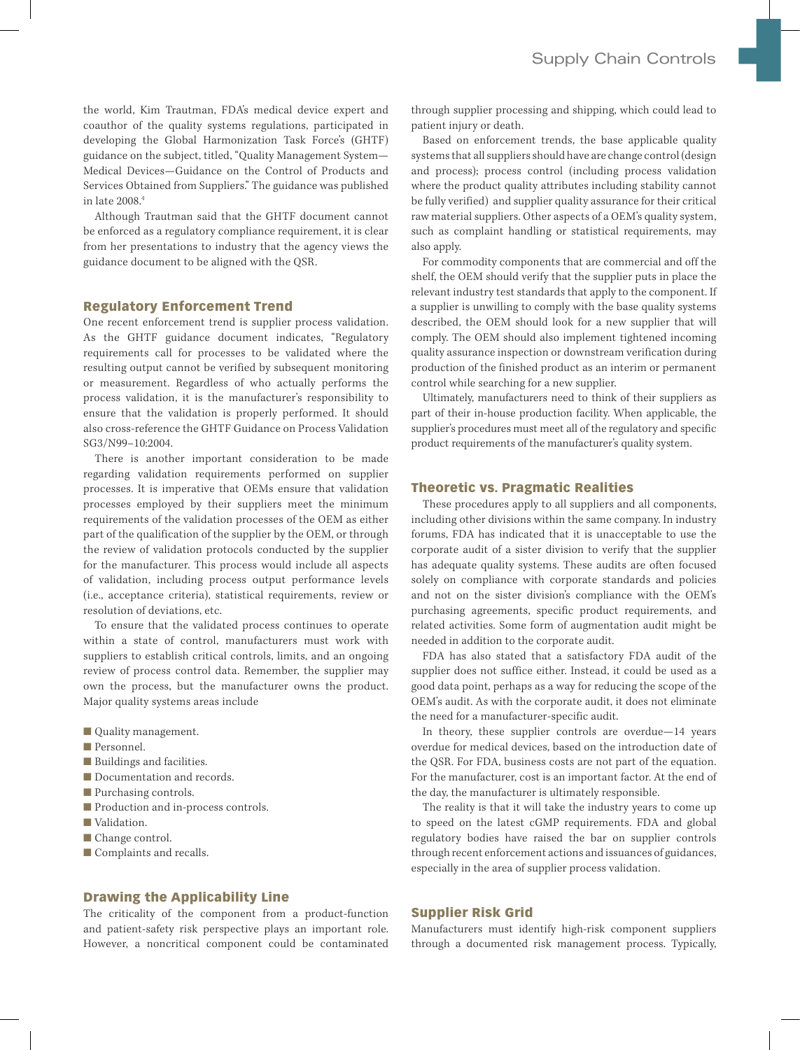the world, Kim Trautman, FDA's medical device expert and coauthor of the quality systems regulations, participated in developing the Global Harmonization Task Force's (GHTF) guidance on the subject, titled, "Quality Management System—Medical Devices—Guidance on the Control of Products and Services Obtained from Suppliers." The guidance was published in late 2008.[4]

Although Trautman said that the GHTF document cannot be enforced as a regulatory compliance requirement, it is clear from her presentations to industry that the agency views the guidance document to be aligned with the QSR.

## Regulatory Enforcement Trend

One recent enforcement trend is supplier process validation. As the GHTF guidance document indicates, "Regulatory requirements call for processes to be validated where the resulting output cannot be verified by subsequent monitoring or measurement. Regardless of who actually performs the process validation, it is the manufacturer's responsibility to ensure that the validation is properly performed. It should also cross-reference the GHTF Guidance on Process Validation SG3/N99–10:2004.

There is another important consideration to be made regarding validation requirements performed on supplier processes. It is imperative that OEMs ensure that validation processes employed by their suppliers meet the minimum requirements of the validation processes of the OEM as either part of the qualification of the supplier by the OEM, or through the review of validation protocols conducted by the supplier for the manufacturer. This process would include all aspects of validation, including process output performance levels (i.e., acceptance criteria), statistical requirements, review or resolution of deviations, etc.

To ensure that the validated process continues to operate within a state of control, manufacturers must work with suppliers to establish critical controls, limits, and an ongoing review of process control data. Remember, the supplier may own the process, but the manufacturer owns the product. Major quality systems areas include

- Quality management.
- Personnel.
- Buildings and facilities.
- Documentation and records.
- Purchasing controls.
- Production and in-process controls.
- Validation.
- Change control.
- Complaints and recalls.

## Drawing the Applicability Line

The criticality of the component from a product-function and patient-safety risk perspective plays an important role. However, a noncritical component could be contaminated through supplier processing and shipping, which could lead to patient injury or death.

Based on enforcement trends, the base applicable quality systems that all suppliers should have are change control (design and process); process control (including process validation where the product quality attributes including stability cannot be fully verified) and supplier quality assurance for their critical raw material suppliers. Other aspects of a OEM's quality system, such as complaint handling or statistical requirements, may also apply.

For commodity components that are commercial and off the shelf, the OEM should verify that the supplier puts in place the relevant industry test standards that apply to the component. If a supplier is unwilling to comply with the base quality systems described, the OEM should look for a new supplier that will comply. The OEM should also implement tightened incoming quality assurance inspection or downstream verification during production of the finished product as an interim or permanent control while searching for a new supplier.

Ultimately, manufacturers need to think of their suppliers as part of their in-house production facility. When applicable, the supplier's procedures must meet all of the regulatory and specific product requirements of the manufacturer's quality system.

## Theoretic vs. Pragmatic Realities

These procedures apply to all suppliers and all components, including other divisions within the same company. In industry forums, FDA has indicated that it is unacceptable to use the corporate audit of a sister division to verify that the supplier has adequate quality systems. These audits are often focused solely on compliance with corporate standards and policies and not on the sister division's compliance with the OEM's purchasing agreements, specific product requirements, and related activities. Some form of augmentation audit might be needed in addition to the corporate audit.

FDA has also stated that a satisfactory FDA audit of the supplier does not suffice either. Instead, it could be used as a good data point, perhaps as a way for reducing the scope of the OEM's audit. As with the corporate audit, it does not eliminate the need for a manufacturer-specific audit.

In theory, these supplier controls are overdue—14 years overdue for medical devices, based on the introduction date of the QSR. For FDA, business costs are not part of the equation. For the manufacturer, cost is an important factor. At the end of the day, the manufacturer is ultimately responsible.

The reality is that it will take the industry years to come up to speed on the latest cGMP requirements. FDA and global regulatory bodies have raised the bar on supplier controls through recent enforcement actions and issuances of guidances, especially in the area of supplier process validation.

## Supplier Risk Grid

Manufacturers must identify high-risk component suppliers through a documented risk management process. Typically,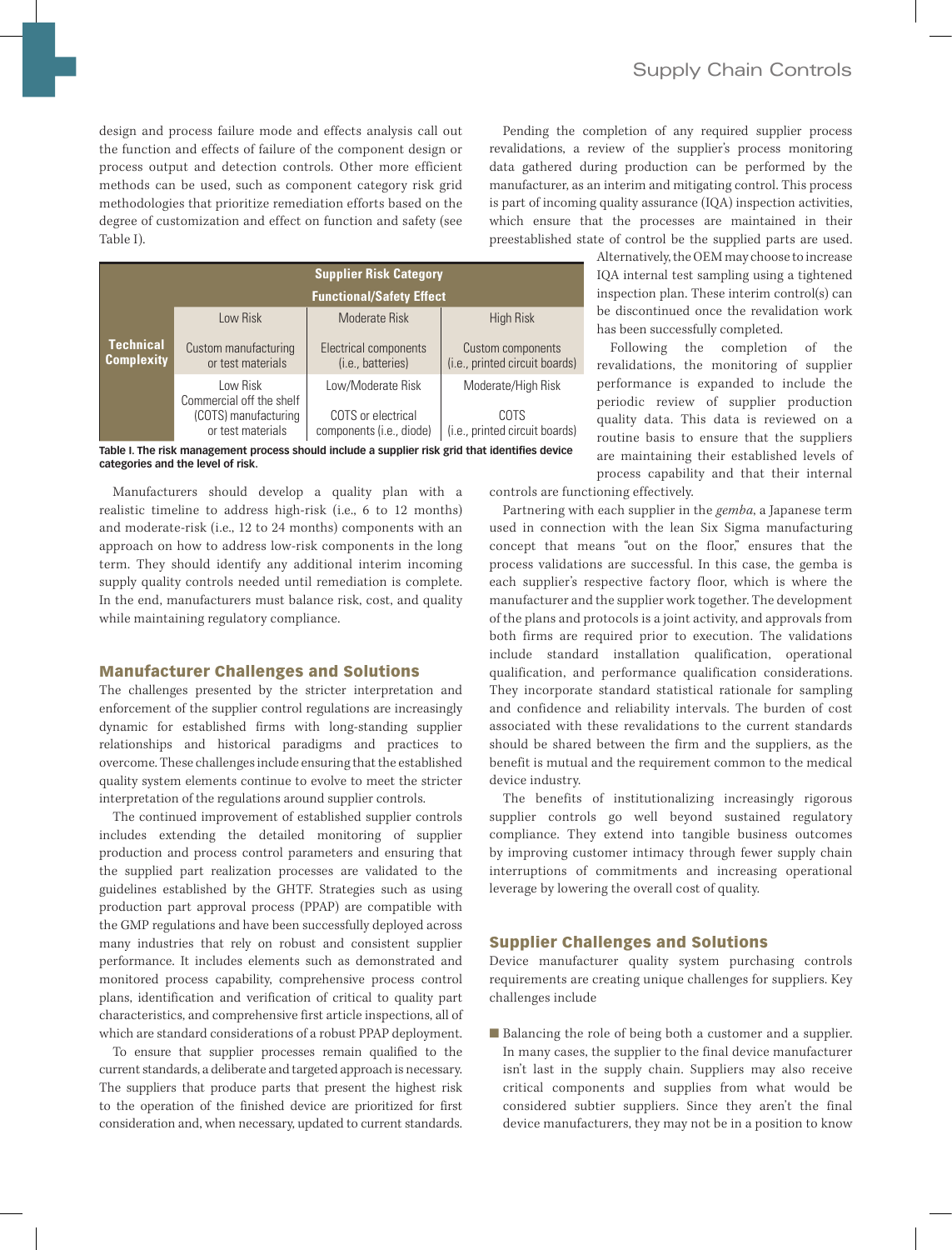design and process failure mode and effects analysis call out the function and effects of failure of the component design or process output and detection controls. Other more efficient methods can be used, such as component category risk grid methodologies that prioritize remediation efforts based on the degree of customization and effect on function and safety (see Table I).

| | Supplier Risk Category Functional/Safety Effect | | |
|---|---|---|---|
| **Technical Complexity** | Low Risk | Moderate Risk | High Risk |
| | Custom manufacturing or test materials | Electrical components (i.e., batteries) | Custom components (i.e., printed circuit boards) |
| | Low Risk | Low/Moderate Risk | Moderate/High Risk |
| | Commercial off the shelf (COTS) manufacturing or test materials | COTS or electrical components (i.e., diode) | COTS (i.e., printed circuit boards) |

**Table I. The risk management process should include a supplier risk grid that identifies device categories and the level of risk.**

Manufacturers should develop a quality plan with a realistic timeline to address high-risk (i.e., 6 to 12 months) and moderate-risk (i.e., 12 to 24 months) components with an approach on how to address low-risk components in the long term. They should identify any additional interim incoming supply quality controls needed until remediation is complete. In the end, manufacturers must balance risk, cost, and quality while maintaining regulatory compliance.

## Manufacturer Challenges and Solutions

The challenges presented by the stricter interpretation and enforcement of the supplier control regulations are increasingly dynamic for established firms with long-standing supplier relationships and historical paradigms and practices to overcome. These challenges include ensuring that the established quality system elements continue to evolve to meet the stricter interpretation of the regulations around supplier controls.

The continued improvement of established supplier controls includes extending the detailed monitoring of supplier production and process control parameters and ensuring that the supplied part realization processes are validated to the guidelines established by the GHTF. Strategies such as using production part approval process (PPAP) are compatible with the GMP regulations and have been successfully deployed across many industries that rely on robust and consistent supplier performance. It includes elements such as demonstrated and monitored process capability, comprehensive process control plans, identification and verification of critical to quality part characteristics, and comprehensive first article inspections, all of which are standard considerations of a robust PPAP deployment.

To ensure that supplier processes remain qualified to the current standards, a deliberate and targeted approach is necessary. The suppliers that produce parts that present the highest risk to the operation of the finished device are prioritized for first consideration and, when necessary, updated to current standards.

Pending the completion of any required supplier process revalidations, a review of the supplier's process monitoring data gathered during production can be performed by the manufacturer, as an interim and mitigating control. This process is part of incoming quality assurance (IQA) inspection activities, which ensure that the processes are maintained in their preestablished state of control be the supplied parts are used. Alternatively, the OEM may choose to increase IQA internal test sampling using a tightened inspection plan. These interim control(s) can be discontinued once the revalidation work has been successfully completed.

Following the completion of the revalidations, the monitoring of supplier performance is expanded to include the periodic review of supplier production quality data. This data is reviewed on a routine basis to ensure that the suppliers are maintaining their established levels of process capability and that their internal controls are functioning effectively.

Partnering with each supplier in the *gemba*, a Japanese term used in connection with the lean Six Sigma manufacturing concept that means "out on the floor," ensures that the process validations are successful. In this case, the gemba is each supplier's respective factory floor, which is where the manufacturer and the supplier work together. The development of the plans and protocols is a joint activity, and approvals from both firms are required prior to execution. The validations include standard installation qualification, operational qualification, and performance qualification considerations. They incorporate standard statistical rationale for sampling and confidence and reliability intervals. The burden of cost associated with these revalidations to the current standards should be shared between the firm and the suppliers, as the benefit is mutual and the requirement common to the medical device industry.

The benefits of institutionalizing increasingly rigorous supplier controls go well beyond sustained regulatory compliance. They extend into tangible business outcomes by improving customer intimacy through fewer supply chain interruptions of commitments and increasing operational leverage by lowering the overall cost of quality.

## Supplier Challenges and Solutions

Device manufacturer quality system purchasing controls requirements are creating unique challenges for suppliers. Key challenges include

- Balancing the role of being both a customer and a supplier. In many cases, the supplier to the final device manufacturer isn't last in the supply chain. Suppliers may also receive critical components and supplies from what would be considered subtier suppliers. Since they aren't the final device manufacturers, they may not be in a position to know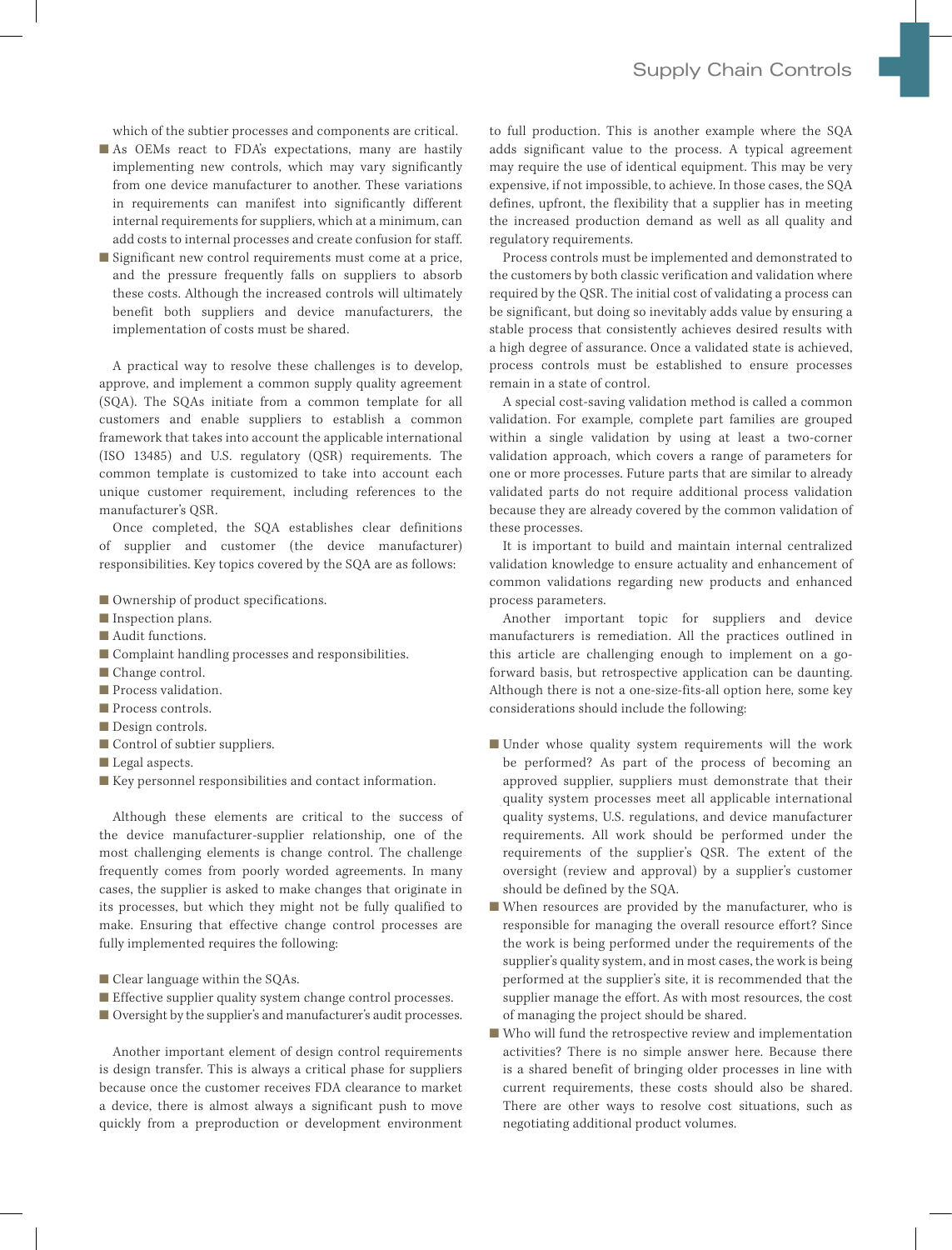which of the subtier processes and components are critical.

- As OEMs react to FDA's expectations, many are hastily implementing new controls, which may vary significantly from one device manufacturer to another. These variations in requirements can manifest into significantly different internal requirements for suppliers, which at a minimum, can add costs to internal processes and create confusion for staff.
- Significant new control requirements must come at a price, and the pressure frequently falls on suppliers to absorb these costs. Although the increased controls will ultimately benefit both suppliers and device manufacturers, the implementation of costs must be shared.

A practical way to resolve these challenges is to develop, approve, and implement a common supply quality agreement (SQA). The SQAs initiate from a common template for all customers and enable suppliers to establish a common framework that takes into account the applicable international (ISO 13485) and U.S. regulatory (QSR) requirements. The common template is customized to take into account each unique customer requirement, including references to the manufacturer's QSR.

Once completed, the SQA establishes clear definitions of supplier and customer (the device manufacturer) responsibilities. Key topics covered by the SQA are as follows:

- Ownership of product specifications.
- Inspection plans.
- Audit functions.
- Complaint handling processes and responsibilities.
- Change control.
- Process validation.
- Process controls.
- Design controls.
- Control of subtier suppliers.
- Legal aspects.
- Key personnel responsibilities and contact information.

Although these elements are critical to the success of the device manufacturer-supplier relationship, one of the most challenging elements is change control. The challenge frequently comes from poorly worded agreements. In many cases, the supplier is asked to make changes that originate in its processes, but which they might not be fully qualified to make. Ensuring that effective change control processes are fully implemented requires the following:

- Clear language within the SQAs.
- Effective supplier quality system change control processes.
- Oversight by the supplier's and manufacturer's audit processes.

Another important element of design control requirements is design transfer. This is always a critical phase for suppliers because once the customer receives FDA clearance to market a device, there is almost always a significant push to move quickly from a preproduction or development environment to full production. This is another example where the SQA adds significant value to the process. A typical agreement may require the use of identical equipment. This may be very expensive, if not impossible, to achieve. In those cases, the SQA defines, upfront, the flexibility that a supplier has in meeting the increased production demand as well as all quality and regulatory requirements.

Process controls must be implemented and demonstrated to the customers by both classic verification and validation where required by the QSR. The initial cost of validating a process can be significant, but doing so inevitably adds value by ensuring a stable process that consistently achieves desired results with a high degree of assurance. Once a validated state is achieved, process controls must be established to ensure processes remain in a state of control.

A special cost-saving validation method is called a common validation. For example, complete part families are grouped within a single validation by using at least a two-corner validation approach, which covers a range of parameters for one or more processes. Future parts that are similar to already validated parts do not require additional process validation because they are already covered by the common validation of these processes.

It is important to build and maintain internal centralized validation knowledge to ensure actuality and enhancement of common validations regarding new products and enhanced process parameters.

Another important topic for suppliers and device manufacturers is remediation. All the practices outlined in this article are challenging enough to implement on a go-forward basis, but retrospective application can be daunting. Although there is not a one-size-fits-all option here, some key considerations should include the following:

- Under whose quality system requirements will the work be performed? As part of the process of becoming an approved supplier, suppliers must demonstrate that their quality system processes meet all applicable international quality systems, U.S. regulations, and device manufacturer requirements. All work should be performed under the requirements of the supplier's QSR. The extent of the oversight (review and approval) by a supplier's customer should be defined by the SQA.
- When resources are provided by the manufacturer, who is responsible for managing the overall resource effort? Since the work is being performed under the requirements of the supplier's quality system, and in most cases, the work is being performed at the supplier's site, it is recommended that the supplier manage the effort. As with most resources, the cost of managing the project should be shared.
- Who will fund the retrospective review and implementation activities? There is no simple answer here. Because there is a shared benefit of bringing older processes in line with current requirements, these costs should also be shared. There are other ways to resolve cost situations, such as negotiating additional product volumes.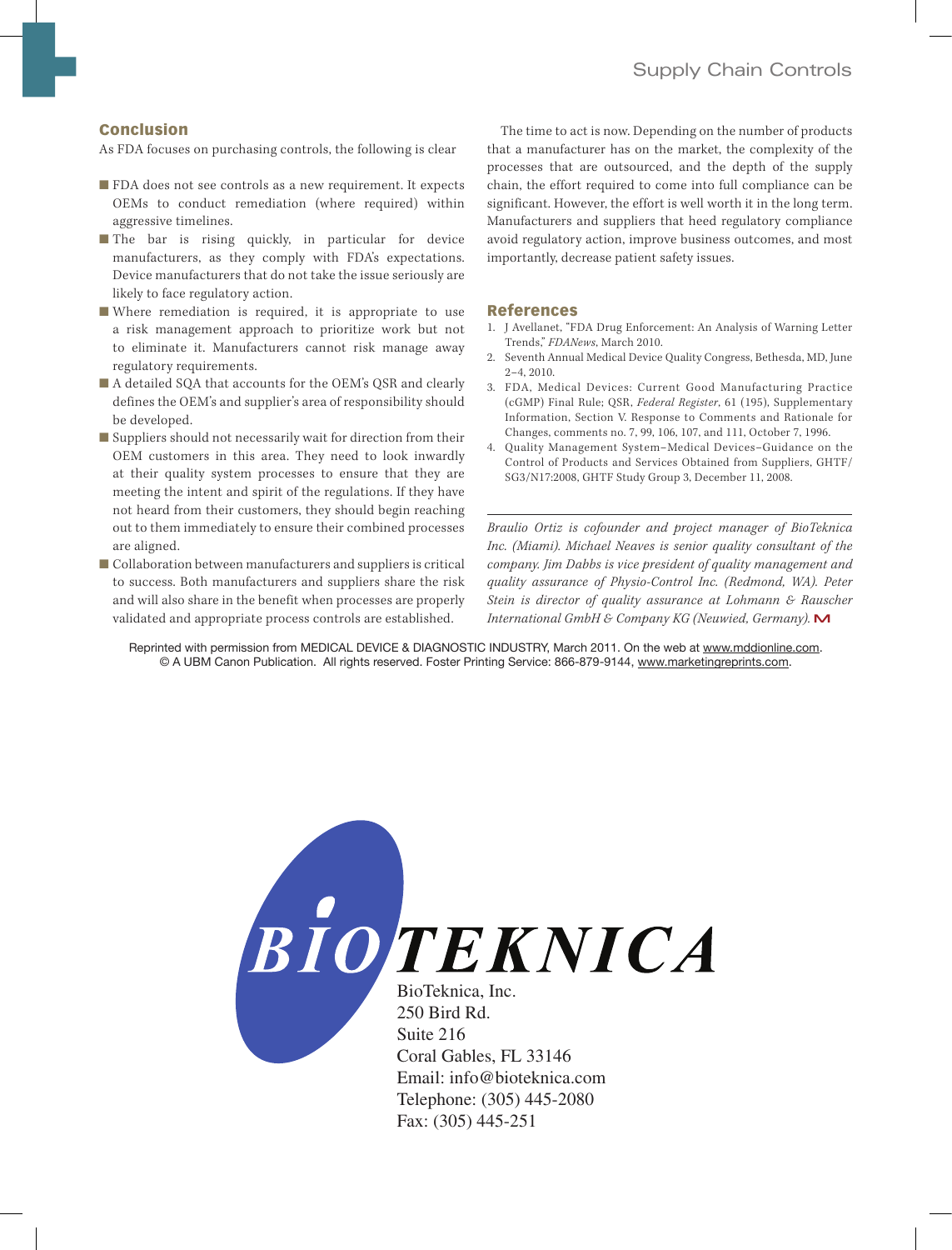## Conclusion

As FDA focuses on purchasing controls, the following is clear

- FDA does not see controls as a new requirement. It expects OEMs to conduct remediation (where required) within aggressive timelines.
- The bar is rising quickly, in particular for device manufacturers, as they comply with FDA's expectations. Device manufacturers that do not take the issue seriously are likely to face regulatory action.
- Where remediation is required, it is appropriate to use a risk management approach to prioritize work but not to eliminate it. Manufacturers cannot risk manage away regulatory requirements.
- A detailed SQA that accounts for the OEM's QSR and clearly defines the OEM's and supplier's area of responsibility should be developed.
- Suppliers should not necessarily wait for direction from their OEM customers in this area. They need to look inwardly at their quality system processes to ensure that they are meeting the intent and spirit of the regulations. If they have not heard from their customers, they should begin reaching out to them immediately to ensure their combined processes are aligned.
- Collaboration between manufacturers and suppliers is critical to success. Both manufacturers and suppliers share the risk and will also share in the benefit when processes are properly validated and appropriate process controls are established.

The time to act is now. Depending on the number of products that a manufacturer has on the market, the complexity of the processes that are outsourced, and the depth of the supply chain, the effort required to come into full compliance can be significant. However, the effort is well worth it in the long term. Manufacturers and suppliers that heed regulatory compliance avoid regulatory action, improve business outcomes, and most importantly, decrease patient safety issues.

## References

1. J Avellanet, "FDA Drug Enforcement: An Analysis of Warning Letter Trends," *FDANews*, March 2010.
2. Seventh Annual Medical Device Quality Congress, Bethesda, MD, June 2–4, 2010.
3. FDA, Medical Devices: Current Good Manufacturing Practice (cGMP) Final Rule; QSR, *Federal Register*, 61 (195), Supplementary Information, Section V. Response to Comments and Rationale for Changes, comments no. 7, 99, 106, 107, and 111, October 7, 1996.
4. Quality Management System–Medical Devices–Guidance on the Control of Products and Services Obtained from Suppliers, GHTF/SG3/N17:2008, GHTF Study Group 3, December 11, 2008.

---

*Braulio Ortiz is cofounder and project manager of BioTeknica Inc. (Miami). Michael Neaves is senior quality consultant of the company. Jim Dabbs is vice president of quality management and quality assurance of Physio-Control Inc. (Redmond, WA). Peter Stein is director of quality assurance at Lohmann & Rauscher International GmbH & Company KG (Neuwied, Germany).*

Reprinted with permission from MEDICAL DEVICE & DIAGNOSTIC INDUSTRY, March 2011. On the web at www.mddionline.com. © A UBM Canon Publication. All rights reserved. Foster Printing Service: 866-879-9144, www.marketingreprints.com.

BIOTEKNICA

BioTeknica, Inc.
250 Bird Rd.
Suite 216
Coral Gables, FL 33146
Email: info@bioteknica.com
Telephone: (305) 445-2080
Fax: (305) 445-251